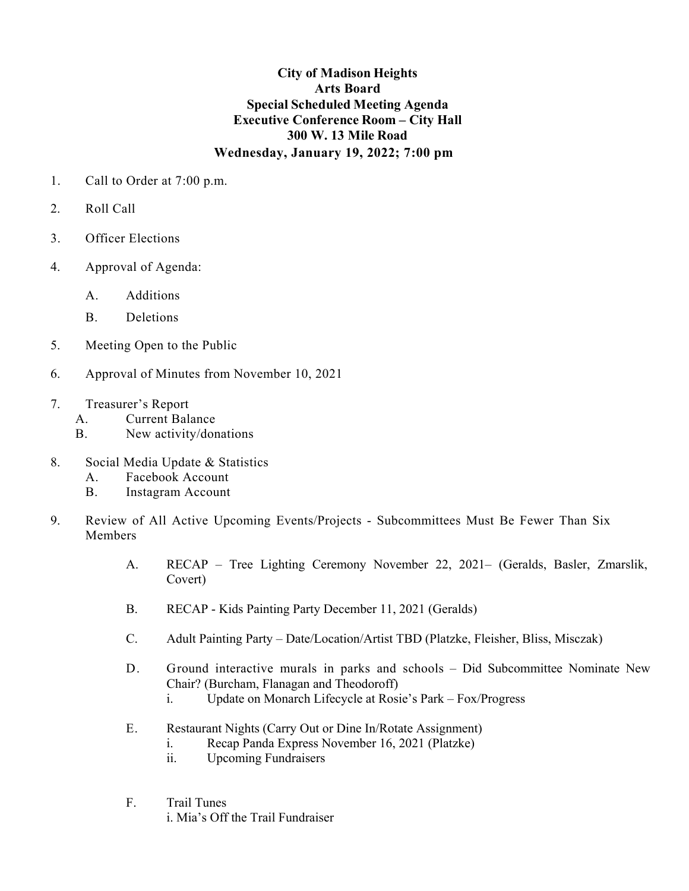**City of Madison Heights**
**Arts Board**
**Special Scheduled Meeting Agenda**
**Executive Conference Room – City Hall**
**300 W. 13 Mile Road**
**Wednesday, January 19, 2022; 7:00 pm**

1. Call to Order at 7:00 p.m.

2. Roll Call

3. Officer Elections

4. Approval of Agenda:

   A. Additions

   B. Deletions

5. Meeting Open to the Public

6. Approval of Minutes from November 10, 2021

7. Treasurer's Report
   A. Current Balance
   B. New activity/donations

8. Social Media Update & Statistics
   A. Facebook Account
   B. Instagram Account

9. Review of All Active Upcoming Events/Projects - Subcommittees Must Be Fewer Than Six Members

   A. RECAP – Tree Lighting Ceremony November 22, 2021– (Geralds, Basler, Zmarslik, Covert)

   B. RECAP - Kids Painting Party December 11, 2021 (Geralds)

   C. Adult Painting Party – Date/Location/Artist TBD (Platzke, Fleisher, Bliss, Misczak)

   D. Ground interactive murals in parks and schools – Did Subcommittee Nominate New Chair? (Burcham, Flanagan and Theodoroff)
      i. Update on Monarch Lifecycle at Rosie's Park – Fox/Progress

   E. Restaurant Nights (Carry Out or Dine In/Rotate Assignment)
      i. Recap Panda Express November 16, 2021 (Platzke)
      ii. Upcoming Fundraisers

   F. Trail Tunes
      i. Mia's Off the Trail Fundraiser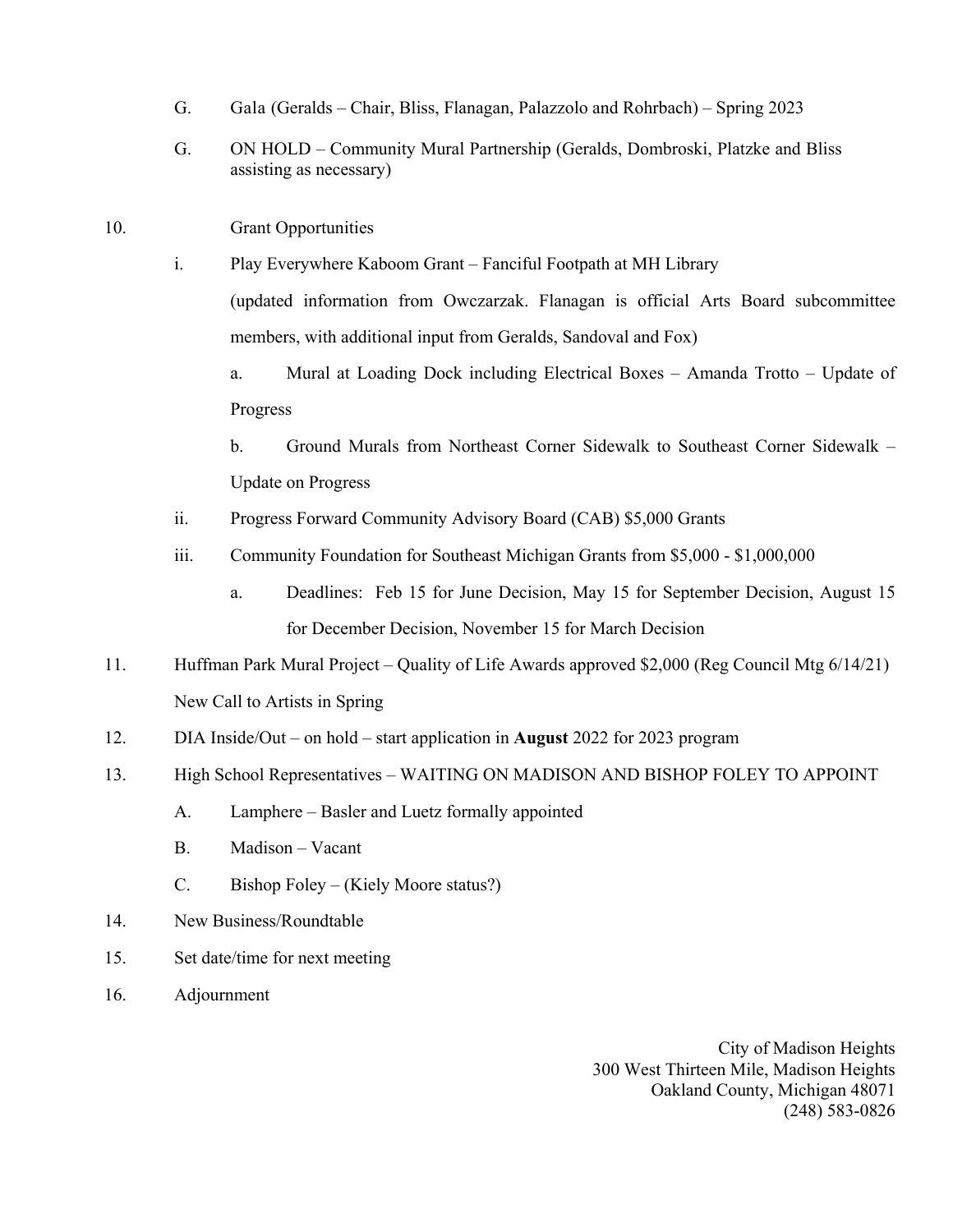G. Gala (Geralds – Chair, Bliss, Flanagan, Palazzolo and Rohrbach) – Spring 2023

G. ON HOLD – Community Mural Partnership (Geralds, Dombroski, Platzke and Bliss assisting as necessary)

10. Grant Opportunities

i. Play Everywhere Kaboom Grant – Fanciful Footpath at MH Library

(updated information from Owczarzak. Flanagan is official Arts Board subcommittee members, with additional input from Geralds, Sandoval and Fox)

a. Mural at Loading Dock including Electrical Boxes – Amanda Trotto – Update of Progress

b. Ground Murals from Northeast Corner Sidewalk to Southeast Corner Sidewalk – Update on Progress

ii. Progress Forward Community Advisory Board (CAB) $5,000 Grants

iii. Community Foundation for Southeast Michigan Grants from $5,000 - $1,000,000

a. Deadlines: Feb 15 for June Decision, May 15 for September Decision, August 15 for December Decision, November 15 for March Decision

11. Huffman Park Mural Project – Quality of Life Awards approved $2,000 (Reg Council Mtg 6/14/21) New Call to Artists in Spring

12. DIA Inside/Out – on hold – start application in **August** 2022 for 2023 program

13. High School Representatives – WAITING ON MADISON AND BISHOP FOLEY TO APPOINT

A. Lamphere – Basler and Luetz formally appointed

B. Madison – Vacant

C. Bishop Foley – (Kiely Moore status?)

14. New Business/Roundtable

15. Set date/time for next meeting

16. Adjournment

City of Madison Heights
300 West Thirteen Mile, Madison Heights
Oakland County, Michigan 48071
(248) 583-0826